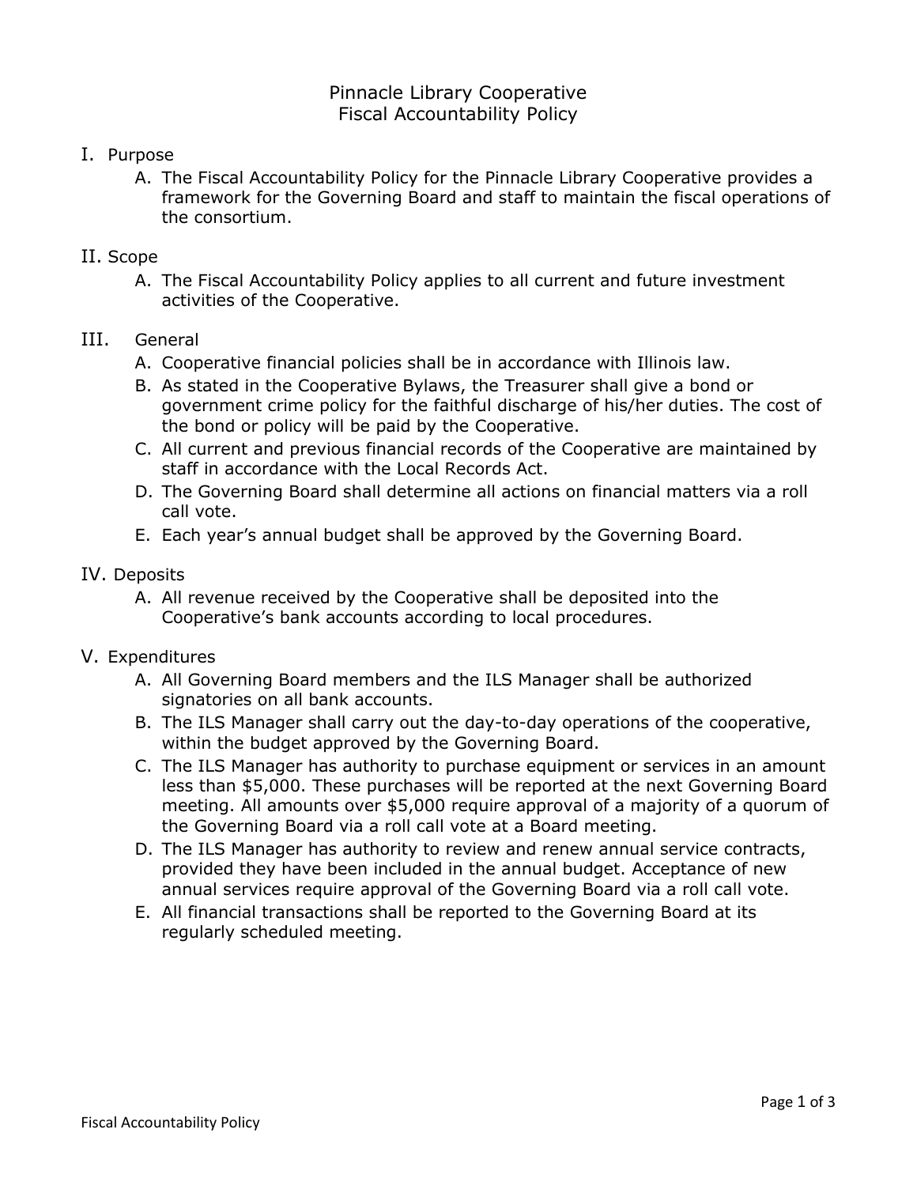# Pinnacle Library Cooperative
# Fiscal Accountability Policy

## I. Purpose

A. The Fiscal Accountability Policy for the Pinnacle Library Cooperative provides a framework for the Governing Board and staff to maintain the fiscal operations of the consortium.

## II. Scope

A. The Fiscal Accountability Policy applies to all current and future investment activities of the Cooperative.

## III. General

A. Cooperative financial policies shall be in accordance with Illinois law.

B. As stated in the Cooperative Bylaws, the Treasurer shall give a bond or government crime policy for the faithful discharge of his/her duties. The cost of the bond or policy will be paid by the Cooperative.

C. All current and previous financial records of the Cooperative are maintained by staff in accordance with the Local Records Act.

D. The Governing Board shall determine all actions on financial matters via a roll call vote.

E. Each year's annual budget shall be approved by the Governing Board.

## IV. Deposits

A. All revenue received by the Cooperative shall be deposited into the Cooperative's bank accounts according to local procedures.

## V. Expenditures

A. All Governing Board members and the ILS Manager shall be authorized signatories on all bank accounts.

B. The ILS Manager shall carry out the day-to-day operations of the cooperative, within the budget approved by the Governing Board.

C. The ILS Manager has authority to purchase equipment or services in an amount less than $5,000. These purchases will be reported at the next Governing Board meeting. All amounts over $5,000 require approval of a majority of a quorum of the Governing Board via a roll call vote at a Board meeting.

D. The ILS Manager has authority to review and renew annual service contracts, provided they have been included in the annual budget. Acceptance of new annual services require approval of the Governing Board via a roll call vote.

E. All financial transactions shall be reported to the Governing Board at its regularly scheduled meeting.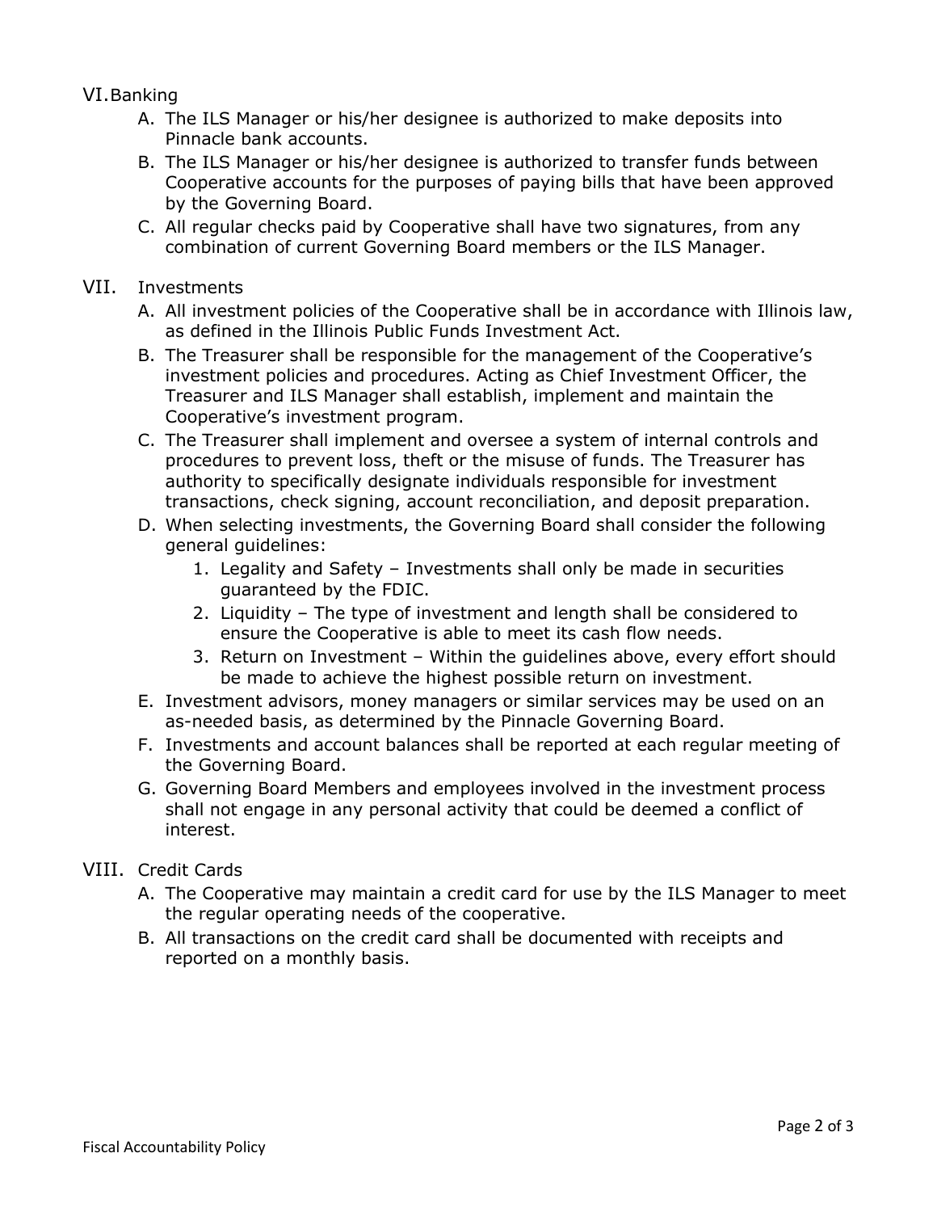## VI. Banking

A. The ILS Manager or his/her designee is authorized to make deposits into Pinnacle bank accounts.

B. The ILS Manager or his/her designee is authorized to transfer funds between Cooperative accounts for the purposes of paying bills that have been approved by the Governing Board.

C. All regular checks paid by Cooperative shall have two signatures, from any combination of current Governing Board members or the ILS Manager.

## VII. Investments

A. All investment policies of the Cooperative shall be in accordance with Illinois law, as defined in the Illinois Public Funds Investment Act.

B. The Treasurer shall be responsible for the management of the Cooperative's investment policies and procedures. Acting as Chief Investment Officer, the Treasurer and ILS Manager shall establish, implement and maintain the Cooperative's investment program.

C. The Treasurer shall implement and oversee a system of internal controls and procedures to prevent loss, theft or the misuse of funds. The Treasurer has authority to specifically designate individuals responsible for investment transactions, check signing, account reconciliation, and deposit preparation.

D. When selecting investments, the Governing Board shall consider the following general guidelines:

   1. Legality and Safety – Investments shall only be made in securities guaranteed by the FDIC.
   2. Liquidity – The type of investment and length shall be considered to ensure the Cooperative is able to meet its cash flow needs.
   3. Return on Investment – Within the guidelines above, every effort should be made to achieve the highest possible return on investment.

E. Investment advisors, money managers or similar services may be used on an as-needed basis, as determined by the Pinnacle Governing Board.

F. Investments and account balances shall be reported at each regular meeting of the Governing Board.

G. Governing Board Members and employees involved in the investment process shall not engage in any personal activity that could be deemed a conflict of interest.

## VIII. Credit Cards

A. The Cooperative may maintain a credit card for use by the ILS Manager to meet the regular operating needs of the cooperative.

B. All transactions on the credit card shall be documented with receipts and reported on a monthly basis.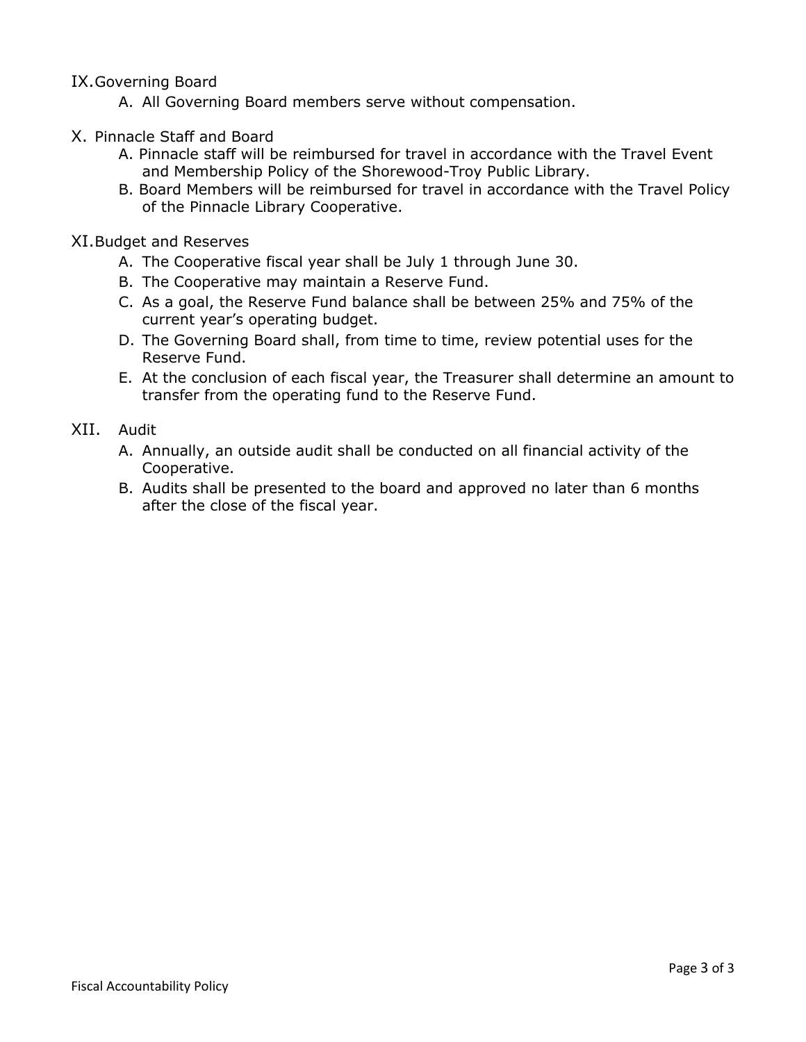IX. Governing Board

A. All Governing Board members serve without compensation.

X. Pinnacle Staff and Board

A. Pinnacle staff will be reimbursed for travel in accordance with the Travel Event and Membership Policy of the Shorewood-Troy Public Library.

B. Board Members will be reimbursed for travel in accordance with the Travel Policy of the Pinnacle Library Cooperative.

XI. Budget and Reserves

A. The Cooperative fiscal year shall be July 1 through June 30.

B. The Cooperative may maintain a Reserve Fund.

C. As a goal, the Reserve Fund balance shall be between 25% and 75% of the current year's operating budget.

D. The Governing Board shall, from time to time, review potential uses for the Reserve Fund.

E. At the conclusion of each fiscal year, the Treasurer shall determine an amount to transfer from the operating fund to the Reserve Fund.

XII. Audit

A. Annually, an outside audit shall be conducted on all financial activity of the Cooperative.

B. Audits shall be presented to the board and approved no later than 6 months after the close of the fiscal year.